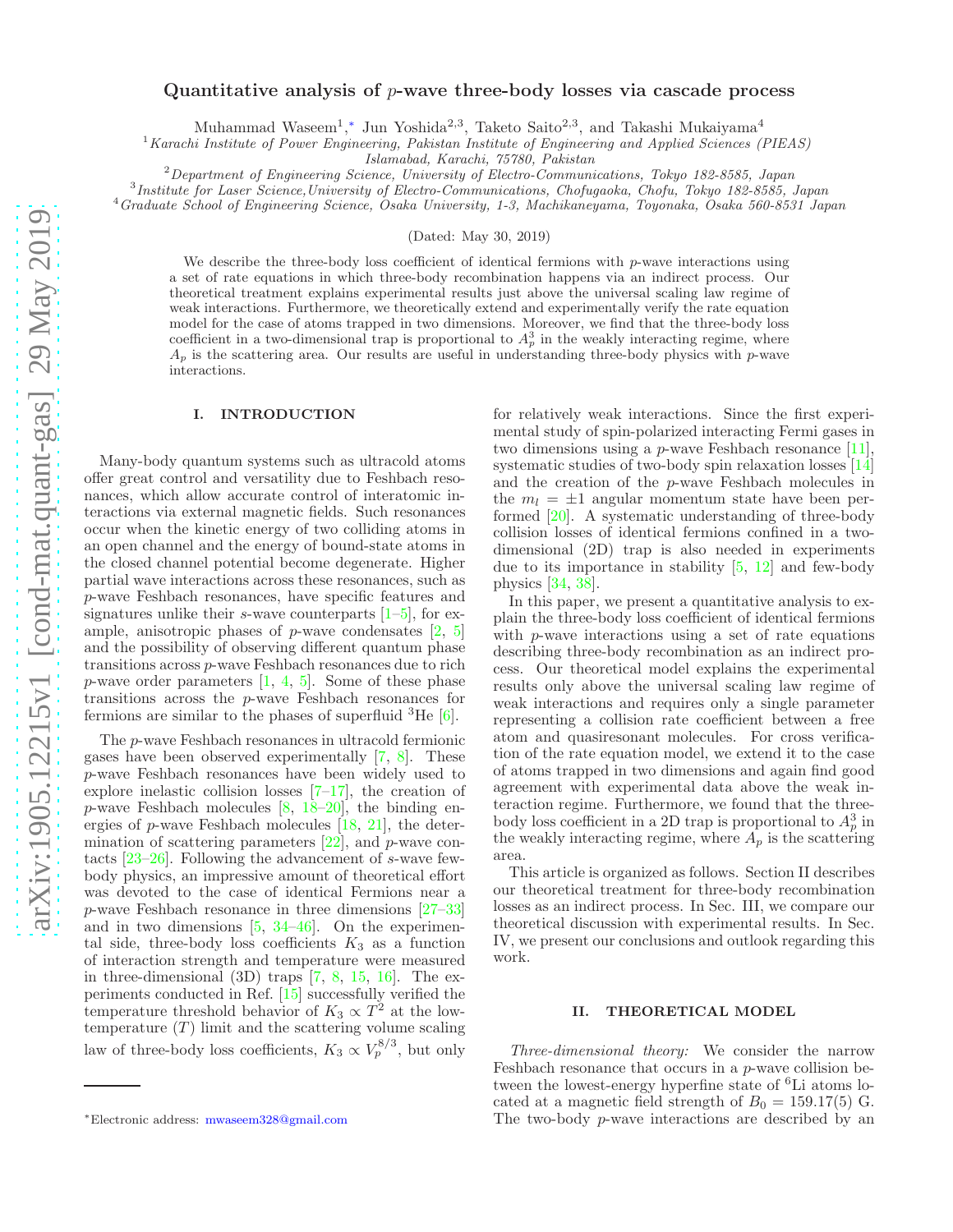# Quantitative analysis of $p$-wave three-body losses via cascade process

Muhammad Waseem[1,*], Jun Yoshida[2,3], Taketo Saito[2,3], and Takashi Mukaiyama[4]

[1] *Karachi Institute of Power Engineering, Pakistan Institute of Engineering and Applied Sciences (PIEAS) Islamabad, Karachi, 75780, Pakistan*

[2] *Department of Engineering Science, University of Electro-Communications, Tokyo 182-8585, Japan*

[3] *Institute for Laser Science, University of Electro-Communications, Chofugaoka, Chofu, Tokyo 182-8585, Japan*

[4] *Graduate School of Engineering Science, Osaka University, 1-3, Machikaneyama, Toyonaka, Osaka 560-8531 Japan*

(Dated: May 30, 2019)

We describe the three-body loss coefficient of identical fermions with $p$-wave interactions using a set of rate equations in which three-body recombination happens via an indirect process. Our theoretical treatment explains experimental results just above the universal scaling law regime of weak interactions. Furthermore, we theoretically extend and experimentally verify the rate equation model for the case of atoms trapped in two dimensions. Moreover, we find that the three-body loss coefficient in a two-dimensional trap is proportional to $A_p^3$ in the weakly interacting regime, where $A_p$ is the scattering area. Our results are useful in understanding three-body physics with $p$-wave interactions.

## I. INTRODUCTION

Many-body quantum systems such as ultracold atoms offer great control and versatility due to Feshbach resonances, which allow accurate control of interatomic interactions via external magnetic fields. Such resonances occur when the kinetic energy of two colliding atoms in an open channel and the energy of bound-state atoms in the closed channel potential become degenerate. Higher partial wave interactions across these resonances, such as $p$-wave Feshbach resonances, have specific features and signatures unlike their $s$-wave counterparts [1–5], for example, anisotropic phases of $p$-wave condensates [2, 5] and the possibility of observing different quantum phase transitions across $p$-wave Feshbach resonances due to rich $p$-wave order parameters [1, 4, 5]. Some of these phase transitions across the $p$-wave Feshbach resonances for fermions are similar to the phases of superfluid $^3$He [6].

The $p$-wave Feshbach resonances in ultracold fermionic gases have been observed experimentally [7, 8]. These $p$-wave Feshbach resonances have been widely used to explore inelastic collision losses [7–17], the creation of $p$-wave Feshbach molecules [8, 18–20], the binding energies of $p$-wave Feshbach molecules [18, 21], the determination of scattering parameters [22], and $p$-wave contacts [23–26]. Following the advancement of $s$-wave few-body physics, an impressive amount of theoretical effort was devoted to the case of identical Fermions near a $p$-wave Feshbach resonance in three dimensions [27–33] and in two dimensions [5, 34–46]. On the experimental side, three-body loss coefficients $K_3$ as a function of interaction strength and temperature were measured in three-dimensional (3D) traps [7, 8, 15, 16]. The experiments conducted in Ref. [15] successfully verified the temperature threshold behavior of $K_3 \propto T^2$ at the low-temperature ($T$) limit and the scattering volume scaling law of three-body loss coefficients, $K_3 \propto V_p^{8/3}$, but only for relatively weak interactions. Since the first experimental study of spin-polarized interacting Fermi gases in two dimensions using a $p$-wave Feshbach resonance [11], systematic studies of two-body spin relaxation losses [14] and the creation of the $p$-wave Feshbach molecules in the $m_l = \pm 1$ angular momentum state have been performed [20]. A systematic understanding of three-body collision losses of identical fermions confined in a two-dimensional (2D) trap is also needed in experiments due to its importance in stability [5, 12] and few-body physics [34, 38].

In this paper, we present a quantitative analysis to explain the three-body loss coefficient of identical fermions with $p$-wave interactions using a set of rate equations describing three-body recombination as an indirect process. Our theoretical model explains the experimental results only above the universal scaling law regime of weak interactions and requires only a single parameter representing a collision rate coefficient between a free atom and quasiresonant molecules. For cross verification of the rate equation model, we extend it to the case of atoms trapped in two dimensions and again find good agreement with experimental data above the weak interaction regime. Furthermore, we found that the three-body loss coefficient in a 2D trap is proportional to $A_p^3$ in the weakly interacting regime, where $A_p$ is the scattering area.

This article is organized as follows. Section II describes our theoretical treatment for three-body recombination losses as an indirect process. In Sec. III, we compare our theoretical discussion with experimental results. In Sec. IV, we present our conclusions and outlook regarding this work.

## II. THEORETICAL MODEL

*Three-dimensional theory:* We consider the narrow Feshbach resonance that occurs in a $p$-wave collision between the lowest-energy hyperfine state of $^6$Li atoms located at a magnetic field strength of $B_0 = 159.17(5)$ G. The two-body $p$-wave interactions are described by an

---

*Electronic address: mwaseem328@gmail.com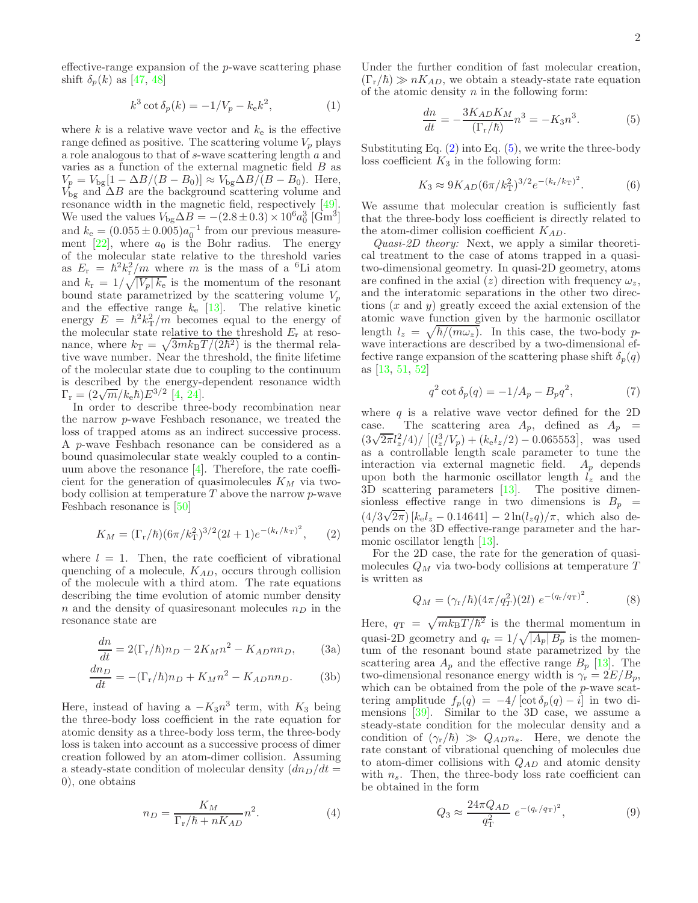effective-range expansion of the $p$-wave scattering phase shift $\delta_p(k)$ as [47, 48]

$$k^3 \cot \delta_p(k) = -1/V_p - k_e k^2, \tag{1}$$

where $k$ is a relative wave vector and $k_e$ is the effective range defined as positive. The scattering volume $V_p$ plays a role analogous to that of $s$-wave scattering length $a$ and varies as a function of the external magnetic field $B$ as $V_p = V_{bg}[1 - \Delta B/(B - B_0)] \approx V_{bg}\Delta B/(B - B_0)$. Here, $V_{bg}$ and $\Delta B$ are the background scattering volume and resonance width in the magnetic field, respectively [49]. We used the values $V_{bg}\Delta B = -(2.8 \pm 0.3) \times 10^6 a_0^3$ [Gm$^3$] and $k_e = (0.055 \pm 0.005)a_0^{-1}$ from our previous measurement [22], where $a_0$ is the Bohr radius. The energy of the molecular state relative to the threshold varies as $E_r = \hbar^2 k_r^2/m$ where $m$ is the mass of a $^6$Li atom and $k_r = 1/\sqrt{|V_p|\, k_e}$ is the momentum of the resonant bound state parametrized by the scattering volume $V_p$ and the effective range $k_e$ [13]. The relative kinetic energy $E = \hbar^2 k_T^2/m$ becomes equal to the energy of the molecular state relative to the threshold $E_r$ at resonance, where $k_T = \sqrt{3mk_B T/(2\hbar^2)}$ is the thermal relative wave number. Near the threshold, the finite lifetime of the molecular state due to coupling to the continuum is described by the energy-dependent resonance width $\Gamma_r = (2\sqrt{m}/k_e\hbar)E^{3/2}$ [4, 24].

In order to describe three-body recombination near the narrow $p$-wave Feshbach resonance, we treated the loss of trapped atoms as an indirect successive process. A $p$-wave Feshbach resonance can be considered as a bound quasimolecular state weakly coupled to a continuum above the resonance [4]. Therefore, the rate coefficient for the generation of quasimolecules $K_M$ via two-body collision at temperature $T$ above the narrow $p$-wave Feshbach resonance is [50]

$$K_M = (\Gamma_r/\hbar)(6\pi/k_T^2)^{3/2}(2l + 1)e^{-(k_r/k_T)^2}, \tag{2}$$

where $l = 1$. Then, the rate coefficient of vibrational quenching of a molecule, $K_{AD}$, occurs through collision of the molecule with a third atom. The rate equations describing the time evolution of atomic number density $n$ and the density of quasiresonant molecules $n_D$ in the resonance state are

$$\frac{dn}{dt} = 2(\Gamma_r/\hbar)n_D - 2K_M n^2 - K_{AD} n n_D, \tag{3a}$$

$$\frac{dn_D}{dt} = -(\Gamma_r/\hbar)n_D + K_M n^2 - K_{AD} n n_D. \tag{3b}$$

Here, instead of having a $-K_3 n^3$ term, with $K_3$ being the three-body loss coefficient in the rate equation for atomic density as a three-body loss term, the three-body loss is taken into account as a successive process of dimer creation followed by an atom-dimer collision. Assuming a steady-state condition of molecular density ($dn_D/dt = 0$), one obtains

$$n_D = \frac{K_M}{\Gamma_r/\hbar + nK_{AD}} n^2. \tag{4}$$

Under the further condition of fast molecular creation, $(\Gamma_r/\hbar) \gg nK_{AD}$, we obtain a steady-state rate equation of the atomic density $n$ in the following form:

$$\frac{dn}{dt} = -\frac{3K_{AD}K_M}{(\Gamma_r/\hbar)} n^3 = -K_3 n^3. \tag{5}$$

Substituting Eq. (2) into Eq. (5), we write the three-body loss coefficient $K_3$ in the following form:

$$K_3 \approx 9K_{AD}(6\pi/k_T^2)^{3/2} e^{-(k_r/k_T)^2}. \tag{6}$$

We assume that molecular creation is sufficiently fast that the three-body loss coefficient is directly related to the atom-dimer collision coefficient $K_{AD}$.

*Quasi-2D theory:* Next, we apply a similar theoretical treatment to the case of atoms trapped in a quasi-two-dimensional geometry. In quasi-2D geometry, atoms are confined in the axial ($z$) direction with frequency $\omega_z$, and the interatomic separations in the other two directions ($x$ and $y$) greatly exceed the axial extension of the atomic wave function given by the harmonic oscillator length $l_z = \sqrt{\hbar/(m\omega_z)}$. In this case, the two-body $p$-wave interactions are described by a two-dimensional effective range expansion of the scattering phase shift $\delta_p(q)$ as [13, 51, 52]

$$q^2 \cot \delta_p(q) = -1/A_p - B_p q^2, \tag{7}$$

where $q$ is a relative wave vector defined for the 2D case. The scattering area $A_p$, defined as $A_p = (3\sqrt{2\pi}l_z^2/4)/\left[(l_z^3/V_p) + (k_e l_z/2) - 0.065553\right]$, was used as a controllable length scale parameter to tune the interaction via external magnetic field. $A_p$ depends upon both the harmonic oscillator length $l_z$ and the 3D scattering parameters [13]. The positive dimensionless effective range in two dimensions is $B_p = (4/3\sqrt{2\pi})\left[k_e l_z - 0.14641\right] - 2\ln(l_z q)/\pi$, which also depends on the 3D effective-range parameter and the harmonic oscillator length [13].

For the 2D case, the rate for the generation of quasimolecules $Q_M$ via two-body collisions at temperature $T$ is written as

$$Q_M = (\gamma_r/\hbar)(4\pi/q_T^2)(2l)\ e^{-(q_r/q_T)^2}. \tag{8}$$

Here, $q_T = \sqrt{mk_B T/\hbar^2}$ is the thermal momentum in quasi-2D geometry and $q_r = 1/\sqrt{|A_p|\,B_p}$ is the momentum of the resonant bound state parametrized by the scattering area $A_p$ and the effective range $B_p$ [13]. The two-dimensional resonance energy width is $\gamma_r = 2E/B_p$, which can be obtained from the pole of the $p$-wave scattering amplitude $f_p(q) = -4/\left[\cot \delta_p(q) - i\right]$ in two dimensions [39]. Similar to the 3D case, we assume a steady-state condition for the molecular density and a condition of $(\gamma_r/\hbar) \gg Q_{AD} n_s$. Here, we denote the rate constant of vibrational quenching of molecules due to atom-dimer collisions with $Q_{AD}$ and atomic density with $n_s$. Then, the three-body loss rate coefficient can be obtained in the form

$$Q_3 \approx \frac{24\pi Q_{AD}}{q_T^2}\ e^{-(q_r/q_T)^2}, \tag{9}$$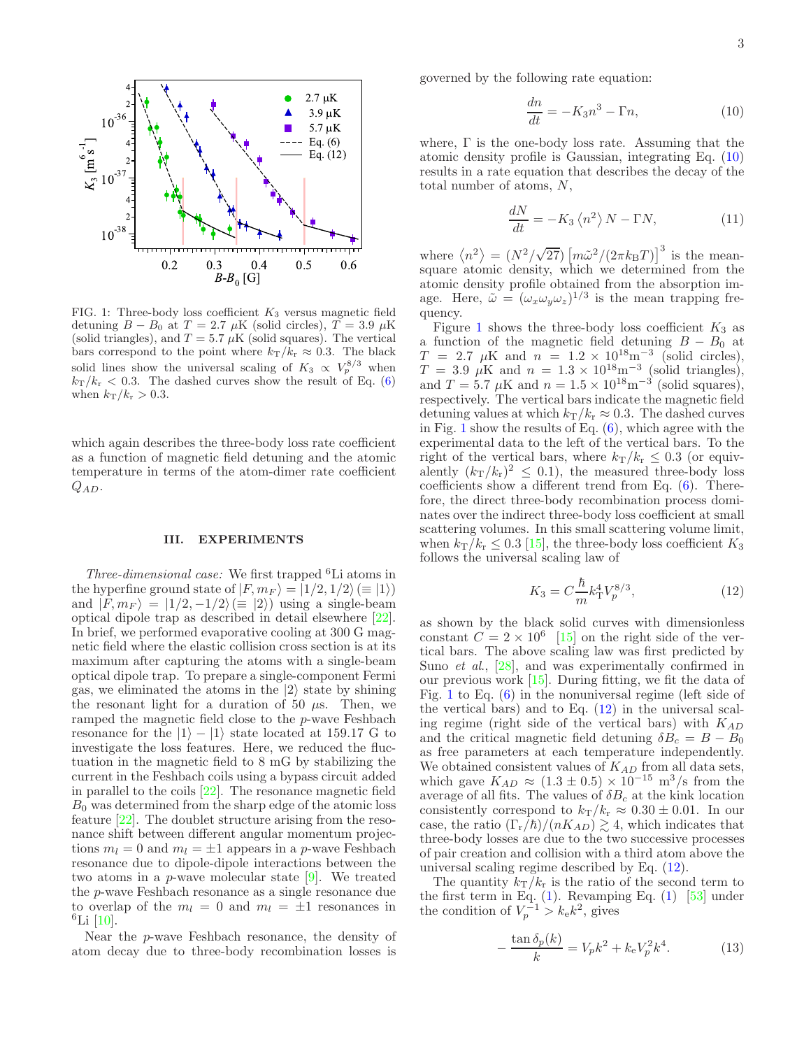FIG. 1: Three-body loss coefficient $K_3$ versus magnetic field detuning $B - B_0$ at $T = 2.7$ $\mu$K (solid circles), $T = 3.9$ $\mu$K (solid triangles), and $T = 5.7$ $\mu$K (solid squares). The vertical bars correspond to the point where $k_T/k_r \approx 0.3$. The black solid lines show the universal scaling of $K_3 \propto V_p^{8/3}$ when $k_T/k_r < 0.3$. The dashed curves show the result of Eq. (6) when $k_T/k_r > 0.3$.

which again describes the three-body loss rate coefficient as a function of magnetic field detuning and the atomic temperature in terms of the atom-dimer rate coefficient $Q_{AD}$.

## III. EXPERIMENTS

*Three-dimensional case:* We first trapped $^6$Li atoms in the hyperfine ground state of $|F, m_F\rangle = |1/2, 1/2\rangle (\equiv |1\rangle)$ and $|F, m_F\rangle = |1/2, -1/2\rangle (\equiv |2\rangle)$ using a single-beam optical dipole trap as described in detail elsewhere [22]. In brief, we performed evaporative cooling at 300 G magnetic field where the elastic collision cross section is at its maximum after capturing the atoms with a single-beam optical dipole trap. To prepare a single-component Fermi gas, we eliminated the atoms in the $|2\rangle$ state by shining the resonant light for a duration of 50 $\mu$s. Then, we ramped the magnetic field close to the $p$-wave Feshbach resonance for the $|1\rangle - |1\rangle$ state located at 159.17 G to investigate the loss features. Here, we reduced the fluctuation in the magnetic field to 8 mG by stabilizing the current in the Feshbach coils using a bypass circuit added in parallel to the coils [22]. The resonance magnetic field $B_0$ was determined from the sharp edge of the atomic loss feature [22]. The doublet structure arising from the resonance shift between different angular momentum projections $m_l = 0$ and $m_l = \pm 1$ appears in a $p$-wave Feshbach resonance due to dipole-dipole interactions between the two atoms in a $p$-wave molecular state [9]. We treated the $p$-wave Feshbach resonance as a single resonance due to overlap of the $m_l = 0$ and $m_l = \pm 1$ resonances in $^6$Li [10].

Near the $p$-wave Feshbach resonance, the density of atom decay due to three-body recombination losses is governed by the following rate equation:

$$\frac{dn}{dt} = -K_3 n^3 - \Gamma n, \tag{10}$$

where, $\Gamma$ is the one-body loss rate. Assuming that the atomic density profile is Gaussian, integrating Eq. (10) results in a rate equation that describes the decay of the total number of atoms, $N$,

$$\frac{dN}{dt} = -K_3 \left\langle n^2 \right\rangle N - \Gamma N, \tag{11}$$

where $\left\langle n^2 \right\rangle = (N^2/\sqrt{27}) \left[ m\tilde{\omega}^2/(2\pi k_B T) \right]^3$ is the mean-square atomic density, which we determined from the atomic density profile obtained from the absorption image. Here, $\tilde{\omega} = (\omega_x \omega_y \omega_z)^{1/3}$ is the mean trapping frequency.

Figure 1 shows the three-body loss coefficient $K_3$ as a function of the magnetic field detuning $B - B_0$ at $T = 2.7$ $\mu$K and $n = 1.2 \times 10^{18}\mathrm{m}^{-3}$ (solid circles), $T = 3.9$ $\mu$K and $n = 1.3 \times 10^{18}\mathrm{m}^{-3}$ (solid triangles), and $T = 5.7$ $\mu$K and $n = 1.5 \times 10^{18}\mathrm{m}^{-3}$ (solid squares), respectively. The vertical bars indicate the magnetic field detuning values at which $k_T/k_r \approx 0.3$. The dashed curves in Fig. 1 show the results of Eq. (6), which agree with the experimental data to the left of the vertical bars. To the right of the vertical bars, where $k_T/k_r \leq 0.3$ (or equivalently $(k_T/k_r)^2 \leq 0.1$), the measured three-body loss coefficients show a different trend from Eq. (6). Therefore, the direct three-body recombination process dominates over the indirect three-body loss coefficient at small scattering volumes. In this small scattering volume limit, when $k_T/k_r \leq 0.3$ [15], the three-body loss coefficient $K_3$ follows the universal scaling law of

$$K_3 = C\frac{\hbar}{m} k_T^4 V_p^{8/3}, \tag{12}$$

as shown by the black solid curves with dimensionless constant $C = 2 \times 10^6$ [15] on the right side of the vertical bars. The above scaling law was first predicted by Suno *et al.*, [28], and was experimentally confirmed in our previous work [15]. During fitting, we fit the data of Fig. 1 to Eq. (6) in the nonuniversal regime (left side of the vertical bars) and to Eq. (12) in the universal scaling regime (right side of the vertical bars) with $K_{AD}$ and the critical magnetic field detuning $\delta B_c = B - B_0$ as free parameters at each temperature independently. We obtained consistent values of $K_{AD}$ from all data sets, which gave $K_{AD} \approx (1.3 \pm 0.5) \times 10^{-15}$ m$^3$/s from the average of all fits. The values of $\delta B_c$ at the kink location consistently correspond to $k_T/k_r \approx 0.30 \pm 0.01$. In our case, the ratio $(\Gamma_r/\hbar)/(nK_{AD}) \gtrsim 4$, which indicates that three-body losses are due to the two successive processes of pair creation and collision with a third atom above the universal scaling regime described by Eq. (12).

The quantity $k_T/k_r$ is the ratio of the second term to the first term in Eq. (1). Revamping Eq. (1) [53] under the condition of $V_p^{-1} > k_e k^2$, gives

$$-\frac{\tan \delta_p(k)}{k} = V_p k^2 + k_e V_p^2 k^4. \tag{13}$$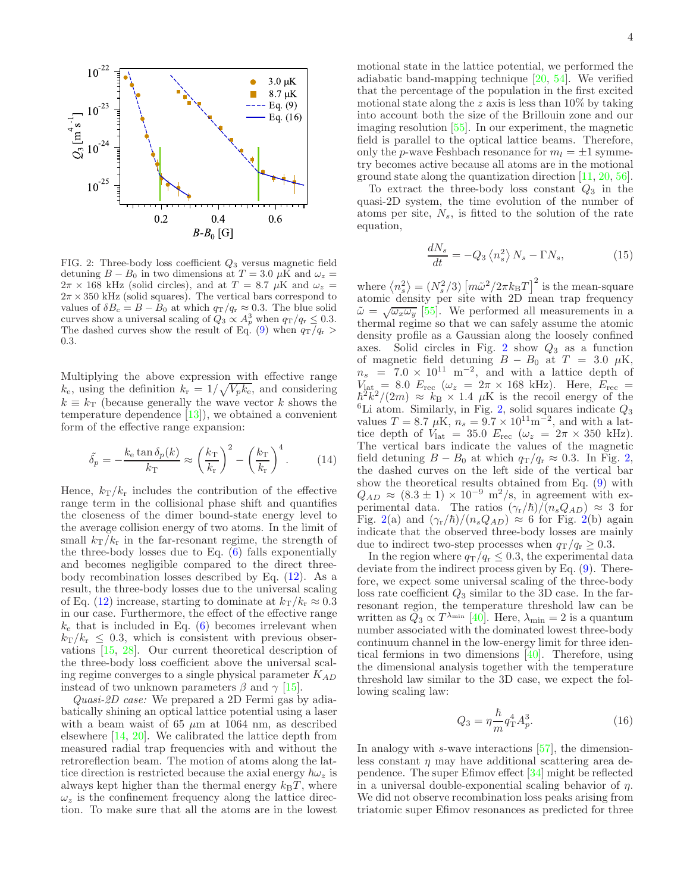FIG. 2: Three-body loss coefficient $Q_3$ versus magnetic field detuning $B - B_0$ in two dimensions at $T = 3.0\ \mu$K and $\omega_z = 2\pi \times 168$ kHz (solid circles), and at $T = 8.7\ \mu$K and $\omega_z = 2\pi \times 350$ kHz (solid squares). The vertical bars correspond to values of $\delta B_c = B - B_0$ at which $q_{\rm T}/q_{\rm r} \approx 0.3$. The blue solid curves show a universal scaling of $Q_3 \propto A_p^3$ when $q_{\rm T}/q_{\rm r} \leq 0.3$. The dashed curves show the result of Eq. (9) when $q_{\rm T}/q_{\rm r} > 0.3$.

Multiplying the above expression with effective range $k_{\rm e}$, using the definition $k_{\rm r} = 1/\sqrt{V_p k_{\rm e}}$, and considering $k \equiv k_{\rm T}$ (because generally the wave vector $k$ shows the temperature dependence [13]), we obtained a convenient form of the effective range expansion:

$$\tilde{\delta_p} = -\frac{k_{\rm e} \tan \delta_p(k)}{k_{\rm T}} \approx \left(\frac{k_{\rm T}}{k_{\rm r}}\right)^2 - \left(\frac{k_{\rm T}}{k_{\rm r}}\right)^4. \tag{14}$$

Hence, $k_{\rm T}/k_{\rm r}$ includes the contribution of the effective range term in the collisional phase shift and quantifies the closeness of the dimer bound-state energy level to the average collision energy of two atoms. In the limit of small $k_{\rm T}/k_{\rm r}$ in the far-resonant regime, the strength of the three-body losses due to Eq. (6) falls exponentially and becomes negligible compared to the direct three-body recombination losses described by Eq. (12). As a result, the three-body losses due to the universal scaling of Eq. (12) increase, starting to dominate at $k_{\rm T}/k_{\rm r} \approx 0.3$ in our case. Furthermore, the effect of the effective range $k_{\rm e}$ that is included in Eq. (6) becomes irrelevant when $k_{\rm T}/k_{\rm r} \leq 0.3$, which is consistent with previous observations [15, 28]. Our current theoretical description of the three-body loss coefficient above the universal scaling regime converges to a single physical parameter $K_{AD}$ instead of two unknown parameters $\beta$ and $\gamma$ [15].

*Quasi-2D case:* We prepared a 2D Fermi gas by adiabatically shining an optical lattice potential using a laser with a beam waist of 65 $\mu$m at 1064 nm, as described elsewhere [14, 20]. We calibrated the lattice depth from measured radial trap frequencies with and without the retroreflection beam. The motion of atoms along the lattice direction is restricted because the axial energy $\hbar\omega_z$ is always kept higher than the thermal energy $k_{\rm B}T$, where $\omega_z$ is the confinement frequency along the lattice direction. To make sure that all the atoms are in the lowest motional state in the lattice potential, we performed the adiabatic band-mapping technique [20, 54]. We verified that the percentage of the population in the first excited motional state along the $z$ axis is less than 10% by taking into account both the size of the Brillouin zone and our imaging resolution [55]. In our experiment, the magnetic field is parallel to the optical lattice beams. Therefore, only the $p$-wave Feshbach resonance for $m_l = \pm 1$ symmetry becomes active because all atoms are in the motional ground state along the quantization direction [11, 20, 56].

To extract the three-body loss constant $Q_3$ in the quasi-2D system, the time evolution of the number of atoms per site, $N_s$, is fitted to the solution of the rate equation,

$$\frac{dN_s}{dt} = -Q_3 \left\langle n_s^2 \right\rangle N_s - \Gamma N_s, \tag{15}$$

where $\left\langle n_s^2 \right\rangle = (N_s^2/3)\left[m\tilde{\omega}^2/2\pi k_{\rm B} T\right]^2$ is the mean-square atomic density per site with 2D mean trap frequency $\tilde{\omega} = \sqrt{\omega_x \omega_y}$ [55]. We performed all measurements in a thermal regime so that we can safely assume the atomic density profile as a Gaussian along the loosely confined axes. Solid circles in Fig. 2 show $Q_3$ as a function of magnetic field detuning $B - B_0$ at $T = 3.0\ \mu$K, $n_s = 7.0 \times 10^{11}\ {\rm m}^{-2}$, and with a lattice depth of $V_{\rm lat} = 8.0\ E_{\rm rec}$ ($\omega_z = 2\pi \times 168$ kHz). Here, $E_{\rm rec} = \hbar^2 k^2/(2m) \approx k_{\rm B} \times 1.4\ \mu$K is the recoil energy of the $^6$Li atom. Similarly, in Fig. 2, solid squares indicate $Q_3$ values $T = 8.7\ \mu$K, $n_s = 9.7 \times 10^{11} {\rm m}^{-2}$, and with a lattice depth of $V_{\rm lat} = 35.0\ E_{\rm rec}$ ($\omega_z = 2\pi \times 350$ kHz). The vertical bars indicate the values of the magnetic field detuning $B - B_0$ at which $q_{\rm T}/q_{\rm r} \approx 0.3$. In Fig. 2, the dashed curves on the left side of the vertical bar show the theoretical results obtained from Eq. (9) with $Q_{AD} \approx (8.3 \pm 1) \times 10^{-9}\ {\rm m}^2/{\rm s}$, in agreement with experimental data. The ratios $(\gamma_{\rm r}/\hbar)/(n_s Q_{AD}) \approx 3$ for Fig. 2(a) and $(\gamma_{\rm r}/\hbar)/(n_s Q_{AD}) \approx 6$ for Fig. 2(b) again indicate that the observed three-body losses are mainly due to indirect two-step processes when $q_{\rm T}/q_{\rm r} \geq 0.3$.

In the region where $q_{\rm T}/q_{\rm r} \leq 0.3$, the experimental data deviate from the indirect process given by Eq. (9). Therefore, we expect some universal scaling of the three-body loss rate coefficient $Q_3$ similar to the 3D case. In the far-resonant region, the temperature threshold law can be written as $Q_3 \propto T^{\lambda_{\rm min}}$ [40]. Here, $\lambda_{\rm min} = 2$ is a quantum number associated with the dominated lowest three-body continuum channel in the low-energy limit for three identical fermions in two dimensions [40]. Therefore, using the dimensional analysis together with the temperature threshold law similar to the 3D case, we expect the following scaling law:

$$Q_3 = \eta \frac{\hbar}{m} q_{\rm T}^4 A_p^3. \tag{16}$$

In analogy with $s$-wave interactions [57], the dimensionless constant $\eta$ may have additional scattering area dependence. The super Efimov effect [34] might be reflected in a universal double-exponential scaling behavior of $\eta$. We did not observe recombination loss peaks arising from triatomic super Efimov resonances as predicted for three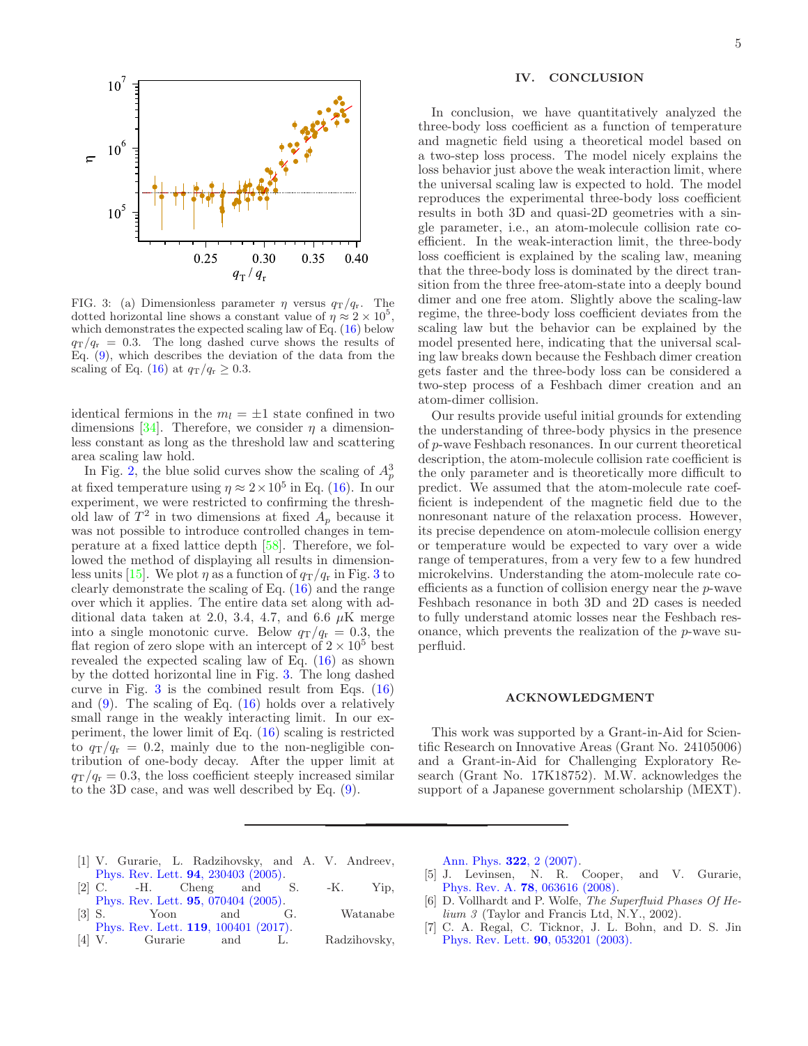FIG. 3: (a) Dimensionless parameter $\eta$ versus $q_{\mathrm{T}}/q_{\mathrm{r}}$. The dotted horizontal line shows a constant value of $\eta \approx 2\times10^5$, which demonstrates the expected scaling law of Eq. (16) below $q_{\mathrm{T}}/q_{\mathrm{r}} = 0.3$. The long dashed curve shows the results of Eq. (9), which describes the deviation of the data from the scaling of Eq. (16) at $q_{\mathrm{T}}/q_{\mathrm{r}} \geq 0.3$.

identical fermions in the $m_l = \pm1$ state confined in two dimensions [34]. Therefore, we consider $\eta$ a dimensionless constant as long as the threshold law and scattering area scaling law hold.

In Fig. 2, the blue solid curves show the scaling of $A_p^3$ at fixed temperature using $\eta \approx 2\times10^5$ in Eq. (16). In our experiment, we were restricted to confirming the threshold law of $T^2$ in two dimensions at fixed $A_p$ because it was not possible to introduce controlled changes in temperature at a fixed lattice depth [58]. Therefore, we followed the method of displaying all results in dimensionless units [15]. We plot $\eta$ as a function of $q_{\mathrm{T}}/q_{\mathrm{r}}$ in Fig. 3 to clearly demonstrate the scaling of Eq. (16) and the range over which it applies. The entire data set along with additional data taken at 2.0, 3.4, 4.7, and 6.6 $\mu$K merge into a single monotonic curve. Below $q_{\mathrm{T}}/q_{\mathrm{r}} = 0.3$, the flat region of zero slope with an intercept of $2\times10^5$ best revealed the expected scaling law of Eq. (16) as shown by the dotted horizontal line in Fig. 3. The long dashed curve in Fig. 3 is the combined result from Eqs. (16) and (9). The scaling of Eq. (16) holds over a relatively small range in the weakly interacting limit. In our experiment, the lower limit of Eq. (16) scaling is restricted to $q_{\mathrm{T}}/q_{\mathrm{r}} = 0.2$, mainly due to the non-negligible contribution of one-body decay. After the upper limit at $q_{\mathrm{T}}/q_{\mathrm{r}} = 0.3$, the loss coefficient steeply increased similar to the 3D case, and was well described by Eq. (9).

## IV. CONCLUSION

In conclusion, we have quantitatively analyzed the three-body loss coefficient as a function of temperature and magnetic field using a theoretical model based on a two-step loss process. The model nicely explains the loss behavior just above the weak interaction limit, where the universal scaling law is expected to hold. The model reproduces the experimental three-body loss coefficient results in both 3D and quasi-2D geometries with a single parameter, i.e., an atom-molecule collision rate coefficient. In the weak-interaction limit, the three-body loss coefficient is explained by the scaling law, meaning that the three-body loss is dominated by the direct transition from the three free-atom-state into a deeply bound dimer and one free atom. Slightly above the scaling-law regime, the three-body loss coefficient deviates from the scaling law but the behavior can be explained by the model presented here, indicating that the universal scaling law breaks down because the Feshbach dimer creation gets faster and the three-body loss can be considered a two-step process of a Feshbach dimer creation and an atom-dimer collision.

Our results provide useful initial grounds for extending the understanding of three-body physics in the presence of $p$-wave Feshbach resonances. In our current theoretical description, the atom-molecule collision rate coefficient is the only parameter and is theoretically more difficult to predict. We assumed that the atom-molecule rate coefficient is independent of the magnetic field due to the nonresonant nature of the relaxation process. However, its precise dependence on atom-molecule collision energy or temperature would be expected to vary over a wide range of temperatures, from a very few to a few hundred microkelvins. Understanding the atom-molecule rate coefficients as a function of collision energy near the $p$-wave Feshbach resonance in both 3D and 2D cases is needed to fully understand atomic losses near the Feshbach resonance, which prevents the realization of the $p$-wave superfluid.

## ACKNOWLEDGMENT

This work was supported by a Grant-in-Aid for Scientific Research on Innovative Areas (Grant No. 24105006) and a Grant-in-Aid for Challenging Exploratory Research (Grant No. 17K18752). M.W. acknowledges the support of a Japanese government scholarship (MEXT).

---

[1] V. Gurarie, L. Radzihovsky, and A. V. Andreev, Phys. Rev. Lett. **94**, 230403 (2005).
[2] C. -H. Cheng and S. -K. Yip, Phys. Rev. Lett. **95**, 070404 (2005).
[3] S. Yoon and G. Watanabe Phys. Rev. Lett. **119**, 100401 (2017).
[4] V. Gurarie and L. Radzihovsky, Ann. Phys. **322**, 2 (2007).
[5] J. Levinsen, N. R. Cooper, and V. Gurarie, Phys. Rev. A. **78**, 063616 (2008).
[6] D. Vollhardt and P. Wolfe, *The Superfluid Phases Of Helium 3* (Taylor and Francis Ltd, N.Y., 2002).
[7] C. A. Regal, C. Ticknor, J. L. Bohn, and D. S. Jin Phys. Rev. Lett. **90**, 053201 (2003).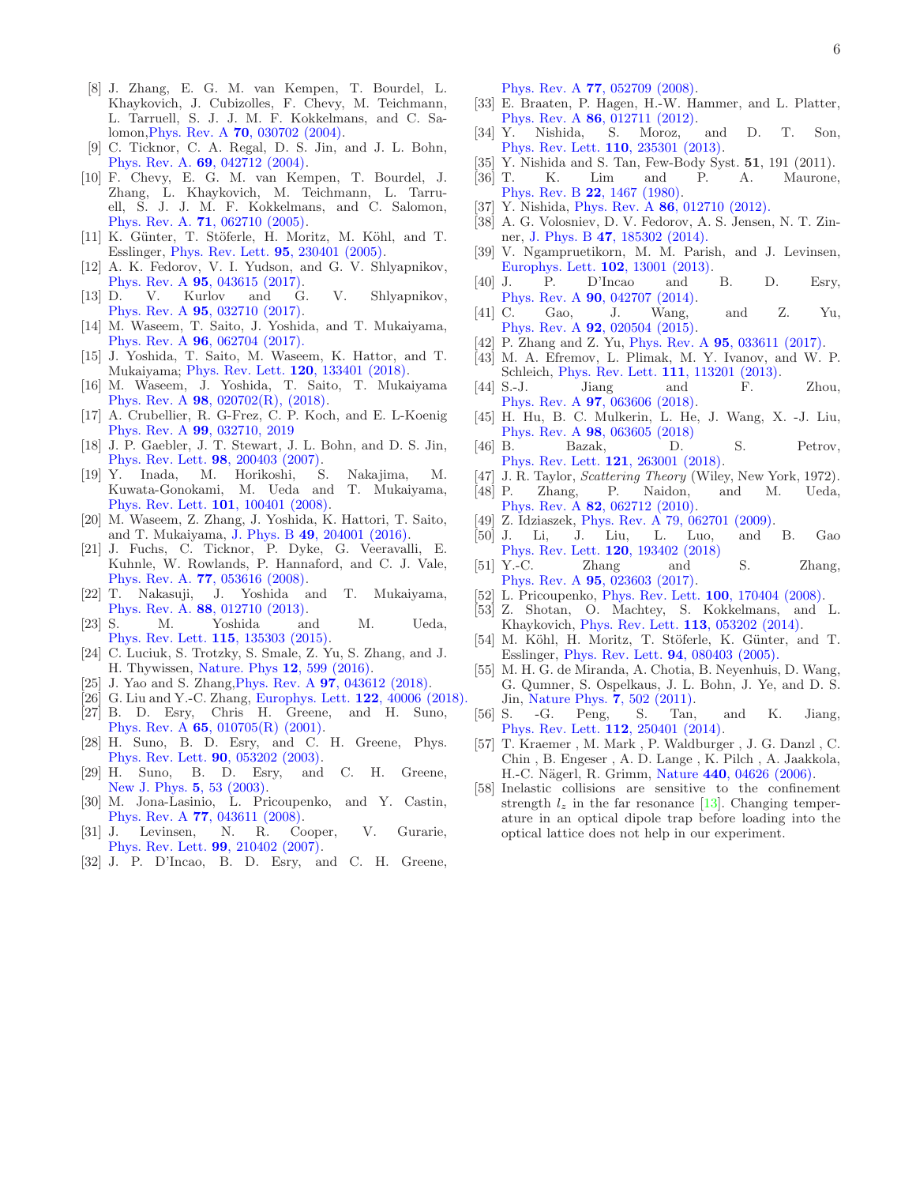[8] J. Zhang, E. G. M. van Kempen, T. Bourdel, L. Khaykovich, J. Cubizolles, F. Chevy, M. Teichmann, L. Tarruell, S. J. J. M. F. Kokkelmans, and C. Salomon, Phys. Rev. A **70**, 030702 (2004).

[9] C. Ticknor, C. A. Regal, D. S. Jin, and J. L. Bohn, Phys. Rev. A. **69**, 042712 (2004).

[10] F. Chevy, E. G. M. van Kempen, T. Bourdel, J. Zhang, L. Khaykovich, M. Teichmann, L. Tarruell, S. J. J. M. F. Kokkelmans, and C. Salomon, Phys. Rev. A. **71**, 062710 (2005).

[11] K. Günter, T. Stöferle, H. Moritz, M. Köhl, and T. Esslinger, Phys. Rev. Lett. **95**, 230401 (2005).

[12] A. K. Fedorov, V. I. Yudson, and G. V. Shlyapnikov, Phys. Rev. A **95**, 043615 (2017).

[13] D. V. Kurlov and G. V. Shlyapnikov, Phys. Rev. A **95**, 032710 (2017).

[14] M. Waseem, T. Saito, J. Yoshida, and T. Mukaiyama, Phys. Rev. A **96**, 062704 (2017).

[15] J. Yoshida, T. Saito, M. Waseem, K. Hattor, and T. Mukaiyama; Phys. Rev. Lett. **120**, 133401 (2018).

[16] M. Waseem, J. Yoshida, T. Saito, T. Mukaiyama Phys. Rev. A **98**, 020702(R), (2018).

[17] A. Crubellier, R. G-Frez, C. P. Koch, and E. L-Koenig Phys. Rev. A **99**, 032710, 2019

[18] J. P. Gaebler, J. T. Stewart, J. L. Bohn, and D. S. Jin, Phys. Rev. Lett. **98**, 200403 (2007).

[19] Y. Inada, M. Horikoshi, S. Nakajima, M. Kuwata-Gonokami, M. Ueda and T. Mukaiyama, Phys. Rev. Lett. **101**, 100401 (2008).

[20] M. Waseem, Z. Zhang, J. Yoshida, K. Hattori, T. Saito, and T. Mukaiyama, J. Phys. B **49**, 204001 (2016).

[21] J. Fuchs, C. Ticknor, P. Dyke, G. Veeravalli, E. Kuhnle, W. Rowlands, P. Hannaford, and C. J. Vale, Phys. Rev. A. **77**, 053616 (2008).

[22] T. Nakasuji, J. Yoshida and T. Mukaiyama, Phys. Rev. A. **88**, 012710 (2013).

[23] S. M. Yoshida and M. Ueda, Phys. Rev. Lett. **115**, 135303 (2015).

[24] C. Luciuk, S. Trotzky, S. Smale, Z. Yu, S. Zhang, and J. H. Thywissen, Nature. Phys **12**, 599 (2016).

[25] J. Yao and S. Zhang, Phys. Rev. A **97**, 043612 (2018).

[26] G. Liu and Y.-C. Zhang, Europhys. Lett. **122**, 40006 (2018).

[27] B. D. Esry, Chris H. Greene, and H. Suno, Phys. Rev. A **65**, 010705(R) (2001).

[28] H. Suno, B. D. Esry, and C. H. Greene, Phys. Rev. Lett. **90**, 053202 (2003).

[29] H. Suno, B. D. Esry, and C. H. Greene, New J. Phys. **5**, 53 (2003).

[30] M. Jona-Lasinio, L. Pricoupenko, and Y. Castin, Phys. Rev. A **77**, 043611 (2008).

[31] J. Levinsen, N. R. Cooper, V. Gurarie, Phys. Rev. Lett. **99**, 210402 (2007).

[32] J. P. D'Incao, B. D. Esry, and C. H. Greene, Phys. Rev. A **77**, 052709 (2008).

[33] E. Braaten, P. Hagen, H.-W. Hammer, and L. Platter, Phys. Rev. A **86**, 012711 (2012).

[34] Y. Nishida, S. Moroz, and D. T. Son, Phys. Rev. Lett. **110**, 235301 (2013).

[35] Y. Nishida and S. Tan, Few-Body Syst. **51**, 191 (2011).

[36] T. K. Lim and P. A. Maurone, Phys. Rev. B **22**, 1467 (1980).

[37] Y. Nishida, Phys. Rev. A **86**, 012710 (2012).

[38] A. G. Volosniev, D. V. Fedorov, A. S. Jensen, N. T. Zinner, J. Phys. B **47**, 185302 (2014).

[39] V. Ngampruetikorn, M. M. Parish, and J. Levinsen, Europhys. Lett. **102**, 13001 (2013).

[40] J. P. D'Incao and B. D. Esry, Phys. Rev. A **90**, 042707 (2014).

[41] C. Gao, J. Wang, and Z. Yu, Phys. Rev. A **92**, 020504 (2015).

[42] P. Zhang and Z. Yu, Phys. Rev. A **95**, 033611 (2017).

[43] M. A. Efremov, L. Plimak, M. Y. Ivanov, and W. P. Schleich, Phys. Rev. Lett. **111**, 113201 (2013).

[44] S.-J. Jiang and F. Zhou, Phys. Rev. A **97**, 063606 (2018).

[45] H. Hu, B. C. Mulkerin, L. He, J. Wang, X. -J. Liu, Phys. Rev. A **98**, 063605 (2018)

[46] B. Bazak, D. S. Petrov, Phys. Rev. Lett. **121**, 263001 (2018).

[47] J. R. Taylor, *Scattering Theory* (Wiley, New York, 1972).

[48] P. Zhang, P. Naidon, and M. Ueda, Phys. Rev. A **82**, 062712 (2010).

[49] Z. Idziaszek, Phys. Rev. A 79, 062701 (2009).

[50] J. Li, J. Liu, L. Luo, and B. Gao Phys. Rev. Lett. **120**, 193402 (2018)

[51] Y.-C. Zhang and S. Zhang, Phys. Rev. A **95**, 023603 (2017).

[52] L. Pricoupenko, Phys. Rev. Lett. **100**, 170404 (2008).

[53] Z. Shotan, O. Machtey, S. Kokkelmans, and L. Khaykovich, Phys. Rev. Lett. **113**, 053202 (2014).

[54] M. Köhl, H. Moritz, T. Stöferle, K. Günter, and T. Esslinger, Phys. Rev. Lett. **94**, 080403 (2005).

[55] M. H. G. de Miranda, A. Chotia, B. Neyenhuis, D. Wang, G. Qumner, S. Ospelkaus, J. L. Bohn, J. Ye, and D. S. Jin, Nature Phys. **7**, 502 (2011).

[56] S. -G. Peng, S. Tan, and K. Jiang, Phys. Rev. Lett. **112**, 250401 (2014).

[57] T. Kraemer , M. Mark , P. Waldburger , J. G. Danzl , C. Chin , B. Engeser , A. D. Lange , K. Pilch , A. Jaakkola, H.-C. Nägerl, R. Grimm, Nature **440**, 04626 (2006).

[58] Inelastic collisions are sensitive to the confinement strength $l_z$ in the far resonance [13]. Changing temperature in an optical dipole trap before loading into the optical lattice does not help in our experiment.